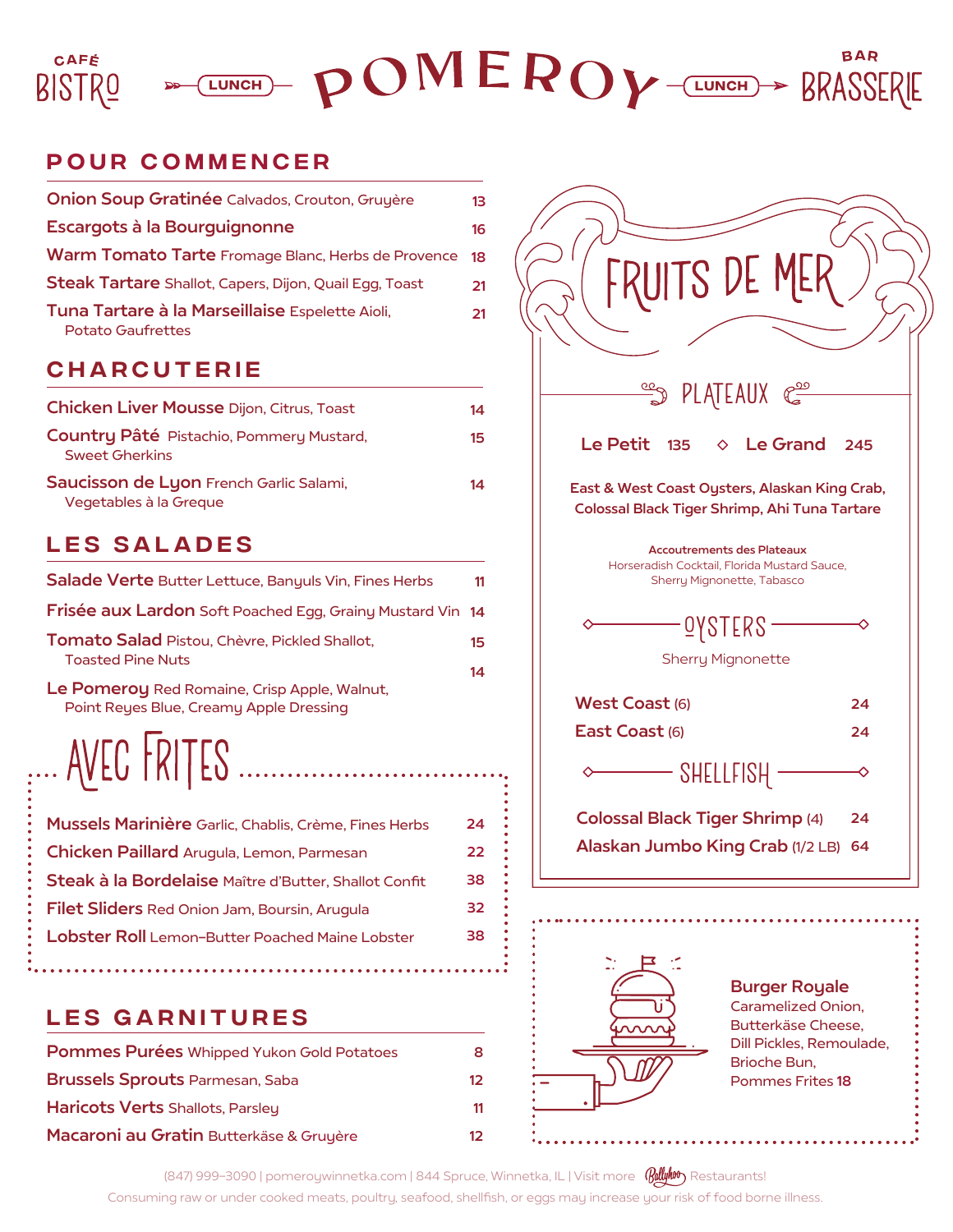CAFÉ BISTRO — LUNCH — **POMEROY** — LUNCH — BAR BRASSERIE

## POUR COMMENCER

- **Onion Soup Gratinée** Calvados, Crouton, Gruyère 13
- **Escargots à la Bourguignonne** 16
- **Warm Tomato Tarte** Fromage Blanc, Herbs de Provence 18
- **Steak Tartare** Shallot, Capers, Dijon, Quail Egg, Toast 21
- **Tuna Tartare à la Marseillaise** Espelette Aioli, Potato Gaufrettes 21

## CHARCUTERIE

- **Chicken Liver Mousse** Dijon, Citrus, Toast 14
- **Country Pâté** Pistachio, Pommery Mustard, Sweet Gherkins 15
- **Saucisson de Lyon** French Garlic Salami, Vegetables à la Greque 14

## LES SALADES

- **Salade Verte** Butter Lettuce, Banyuls Vin, Fines Herbs 11
- **Frisée aux Lardon** Soft Poached Egg, Grainy Mustard Vin 14
- **Tomato Salad** Pistou, Chèvre, Pickled Shallot, Toasted Pine Nuts 15
- **Le Pomeroy** Red Romaine, Crisp Apple, Walnut, Point Reyes Blue, Creamy Apple Dressing 14

## AVEC FRITES

- **Mussels Marinière** Garlic, Chablis, Crème, Fines Herbs 24
- **Chicken Paillard** Arugula, Lemon, Parmesan 22
- **Steak à la Bordelaise** Maître d'Butter, Shallot Confit 38
- **Filet Sliders** Red Onion Jam, Boursin, Arugula 32
- **Lobster Roll** Lemon–Butter Poached Maine Lobster 38

## LES GARNITURES

- **Pommes Purées** Whipped Yukon Gold Potatoes 8
- **Brussels Sprouts** Parmesan, Saba 12
- **Haricots Verts** Shallots, Parsley 11
- **Macaroni au Gratin** Butterkäse & Gruyère 12

## FRUITS DE MER

### PLATEAUX

**Le Petit** 135 ◇ **Le Grand** 245

**East & West Coast Oysters, Alaskan King Crab, Colossal Black Tiger Shrimp, Ahi Tuna Tartare**

**Accoutrements des Plateaux**
Horseradish Cocktail, Florida Mustard Sauce, Sherry Mignonette, Tabasco

### OYSTERS

Sherry Mignonette

- **West Coast** (6) 24
- **East Coast** (6) 24

### SHELLFISH

- **Colossal Black Tiger Shrimp** (4) 24
- **Alaskan Jumbo King Crab** (1/2 LB) 64

**Burger Royale**
Caramelized Onion, Butterkäse Cheese, Dill Pickles, Remoulade, Brioche Bun, Pommes Frites **18**

(847) 999-3090 | pomeroywinnetka.com | 844 Spruce, Winnetka, IL | Visit more Ballyhoo Restaurants!

Consuming raw or under cooked meats, poultry, seafood, shellfish, or eggs may increase your risk of food borne illness.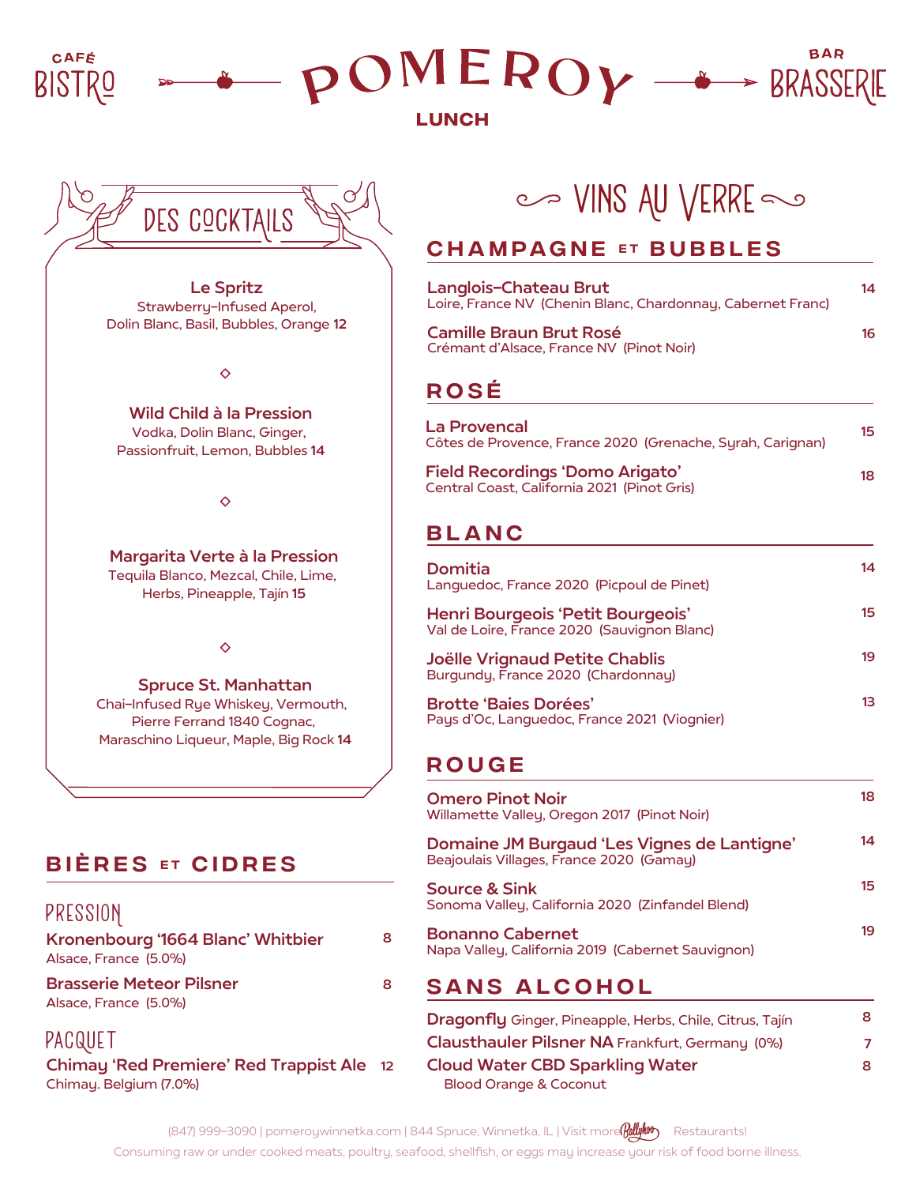CAFÉ BISTRO — POMEROY — BAR BRASSERIE

**LUNCH**

## DES COCKTAILS

**Le Spritz**
Strawberry-Infused Aperol, Dolin Blanc, Basil, Bubbles, Orange **12**

◇

**Wild Child à la Pression**
Vodka, Dolin Blanc, Ginger, Passionfruit, Lemon, Bubbles **14**

◇

**Margarita Verte à la Pression**
Tequila Blanco, Mezcal, Chile, Lime, Herbs, Pineapple, Tajín **15**

◇

**Spruce St. Manhattan**
Chai-Infused Rye Whiskey, Vermouth, Pierre Ferrand 1840 Cognac, Maraschino Liqueur, Maple, Big Rock **14**

## BIÈRES ET CIDRES

### PRESSION

**Kronenbourg '1664 Blanc' Whitbier** 8
Alsace, France (5.0%)

**Brasserie Meteor Pilsner** 8
Alsace, France (5.0%)

### PACQUET

**Chimay 'Red Premiere' Red Trappist Ale** 12
Chimay. Belgium (7.0%)

## VINS AU VERRE

### CHAMPAGNE ET BUBBLES

**Langlois-Chateau Brut** 14
Loire, France NV (Chenin Blanc, Chardonnay, Cabernet Franc)

**Camille Braun Brut Rosé** 16
Crémant d'Alsace, France NV (Pinot Noir)

### ROSÉ

**La Provencal** 15
Côtes de Provence, France 2020 (Grenache, Syrah, Carignan)

**Field Recordings 'Domo Arigato'** 18
Central Coast, California 2021 (Pinot Gris)

### BLANC

**Domitia** 14
Languedoc, France 2020 (Picpoul de Pinet)

**Henri Bourgeois 'Petit Bourgeois'** 15
Val de Loire, France 2020 (Sauvignon Blanc)

**Joëlle Vrignaud Petite Chablis** 19
Burgundy, France 2020 (Chardonnay)

**Brotte 'Baies Dorées'** 13
Pays d'Oc, Languedoc, France 2021 (Viognier)

### ROUGE

**Omero Pinot Noir** 18
Willamette Valley, Oregon 2017 (Pinot Noir)

**Domaine JM Burgaud 'Les Vignes de Lantigne'** 14
Beajoulais Villages, France 2020 (Gamay)

**Source & Sink** 15
Sonoma Valley, California 2020 (Zinfandel Blend)

**Bonanno Cabernet** 19
Napa Valley, California 2019 (Cabernet Sauvignon)

### SANS ALCOHOL

**Dragonfly** Ginger, Pineapple, Herbs, Chile, Citrus, Tajín 8

**Clausthauler Pilsner NA** Frankfurt, Germany (0%) 7

**Cloud Water CBD Sparkling Water** 8
Blood Orange & Coconut

(847) 999-3090 | pomeroywinnetka.com | 844 Spruce, Winnetka, IL | Visit more Ballyhoo Restaurants!

Consuming raw or under cooked meats, poultry, seafood, shellfish, or eggs may increase your risk of food borne illness.